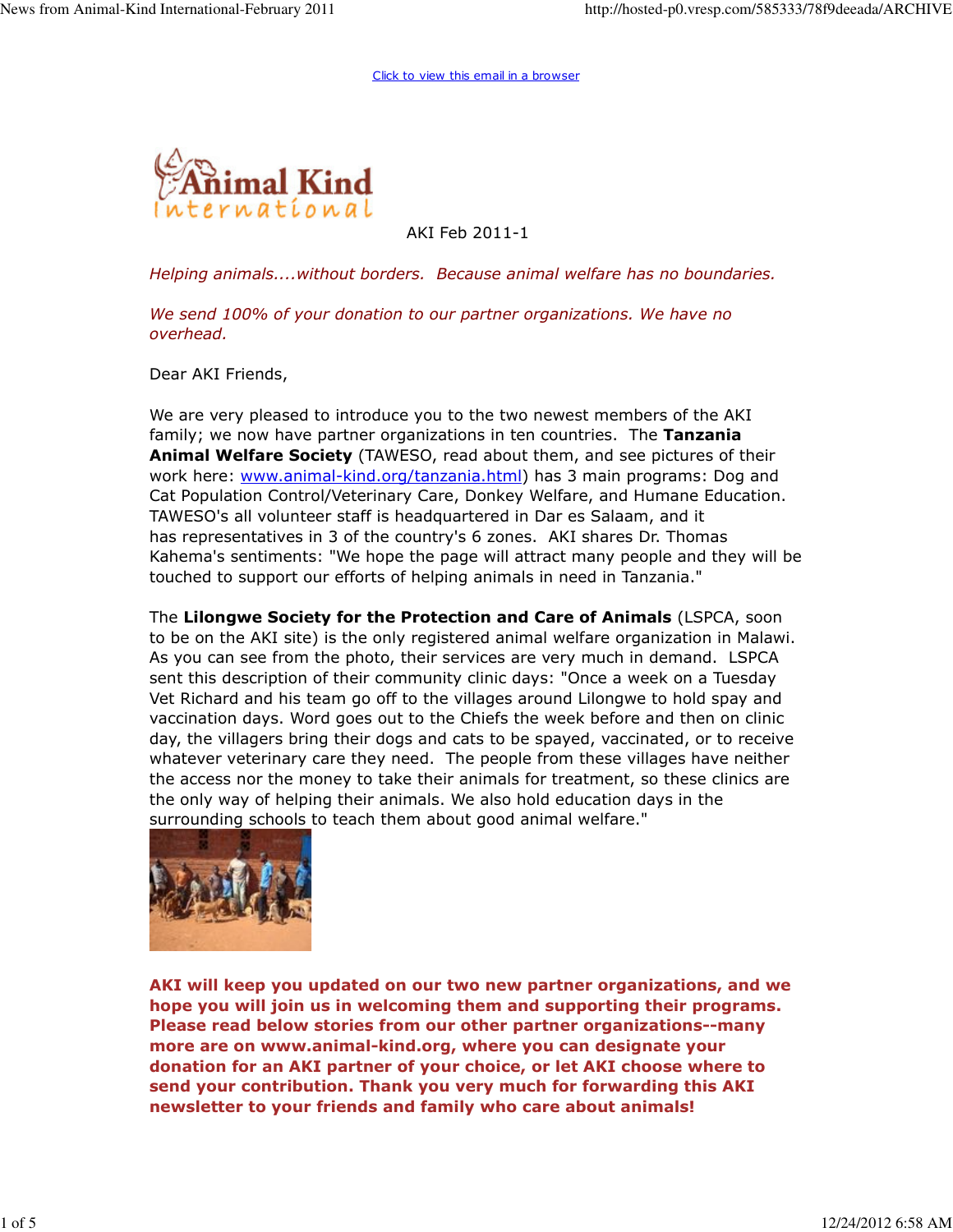Click to view this email in a browser

AKI Feb 2011-1

*Helping animals....without borders.  Because animal welfare has no boundaries.*

*We send 100% of your donation to our partner organizations. We have no overhead.*

Dear AKI Friends,

We are very pleased to introduce you to the two newest members of the AKI family; we now have partner organizations in ten countries.  The **Tanzania Animal Welfare Society** (TAWESO, read about them, and see pictures of their work here: www.animal-kind.org/tanzania.html) has 3 main programs: Dog and Cat Population Control/Veterinary Care, Donkey Welfare, and Humane Education. TAWESO's all volunteer staff is headquartered in Dar es Salaam, and it has representatives in 3 of the country's 6 zones.  AKI shares Dr. Thomas Kahema's sentiments: "We hope the page will attract many people and they will be touched to support our efforts of helping animals in need in Tanzania."

The **Lilongwe Society for the Protection and Care of Animals** (LSPCA, soon to be on the AKI site) is the only registered animal welfare organization in Malawi. As you can see from the photo, their services are very much in demand.  LSPCA sent this description of their community clinic days: "Once a week on a Tuesday Vet Richard and his team go off to the villages around Lilongwe to hold spay and vaccination days. Word goes out to the Chiefs the week before and then on clinic day, the villagers bring their dogs and cats to be spayed, vaccinated, or to receive whatever veterinary care they need.  The people from these villages have neither the access nor the money to take their animals for treatment, so these clinics are the only way of helping their animals. We also hold education days in the surrounding schools to teach them about good animal welfare."

**AKI will keep you updated on our two new partner organizations, and we hope you will join us in welcoming them and supporting their programs. Please read below stories from our other partner organizations--many more are on www.animal-kind.org, where you can designate your donation for an AKI partner of your choice, or let AKI choose where to send your contribution. Thank you very much for forwarding this AKI newsletter to your friends and family who care about animals!**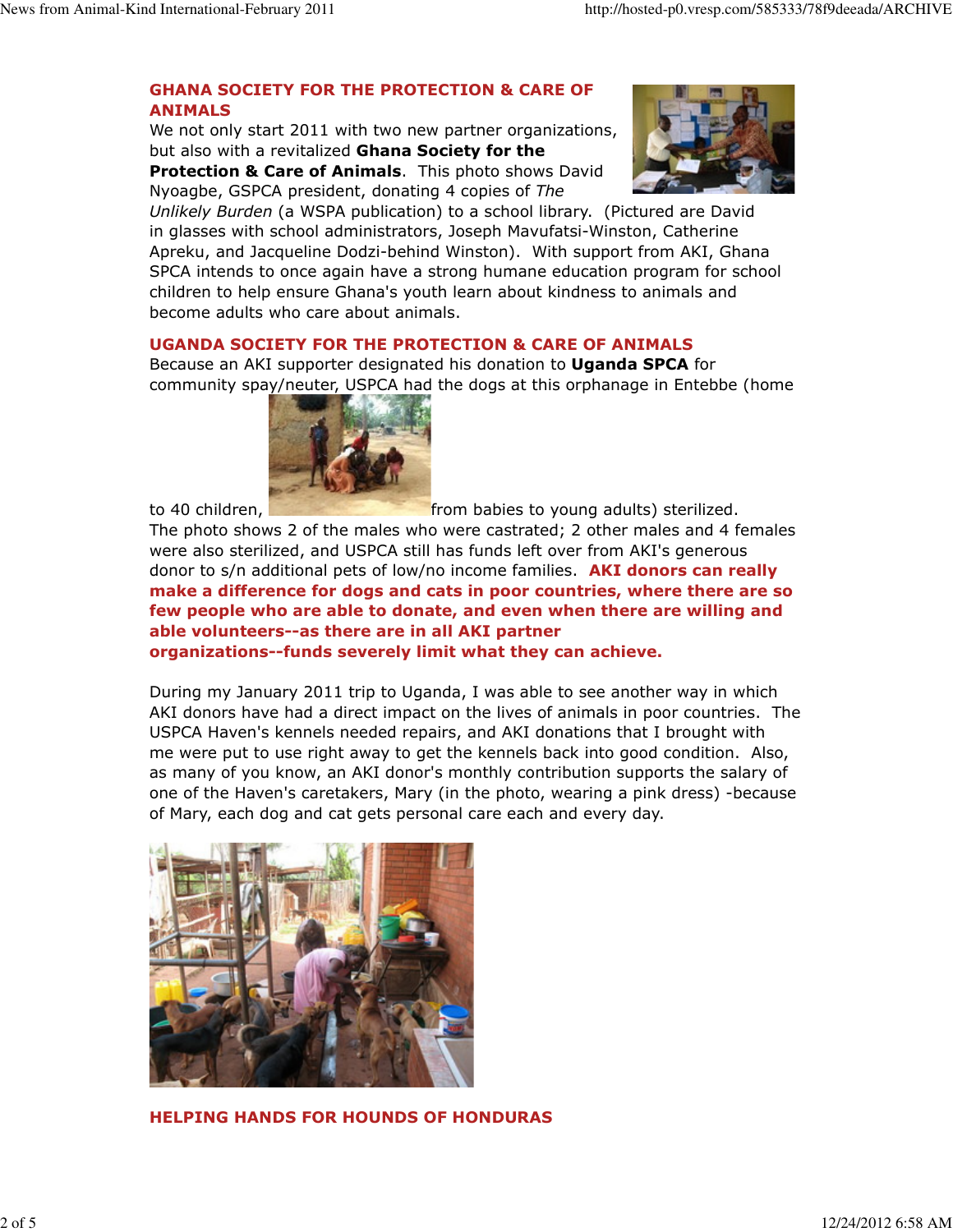## GHANA SOCIETY FOR THE PROTECTION & CARE OF ANIMALS

We not only start 2011 with two new partner organizations, but also with a revitalized **Ghana Society for the Protection & Care of Animals**. This photo shows David Nyoagbe, GSPCA president, donating 4 copies of *The Unlikely Burden* (a WSPA publication) to a school library. (Pictured are David in glasses with school administrators, Joseph Mavufatsi-Winston, Catherine Apreku, and Jacqueline Dodzi-behind Winston). With support from AKI, Ghana SPCA intends to once again have a strong humane education program for school children to help ensure Ghana's youth learn about kindness to animals and become adults who care about animals.

## UGANDA SOCIETY FOR THE PROTECTION & CARE OF ANIMALS

Because an AKI supporter designated his donation to **Uganda SPCA** for community spay/neuter, USPCA had the dogs at this orphanage in Entebbe (home to 40 children, from babies to young adults) sterilized. The photo shows 2 of the males who were castrated; 2 other males and 4 females were also sterilized, and USPCA still has funds left over from AKI's generous donor to s/n additional pets of low/no income families. **AKI donors can really make a difference for dogs and cats in poor countries, where there are so few people who are able to donate, and even when there are willing and able volunteers--as there are in all AKI partner organizations--funds severely limit what they can achieve.**

During my January 2011 trip to Uganda, I was able to see another way in which AKI donors have had a direct impact on the lives of animals in poor countries. The USPCA Haven's kennels needed repairs, and AKI donations that I brought with me were put to use right away to get the kennels back into good condition. Also, as many of you know, an AKI donor's monthly contribution supports the salary of one of the Haven's caretakers, Mary (in the photo, wearing a pink dress) -because of Mary, each dog and cat gets personal care each and every day.

## HELPING HANDS FOR HOUNDS OF HONDURAS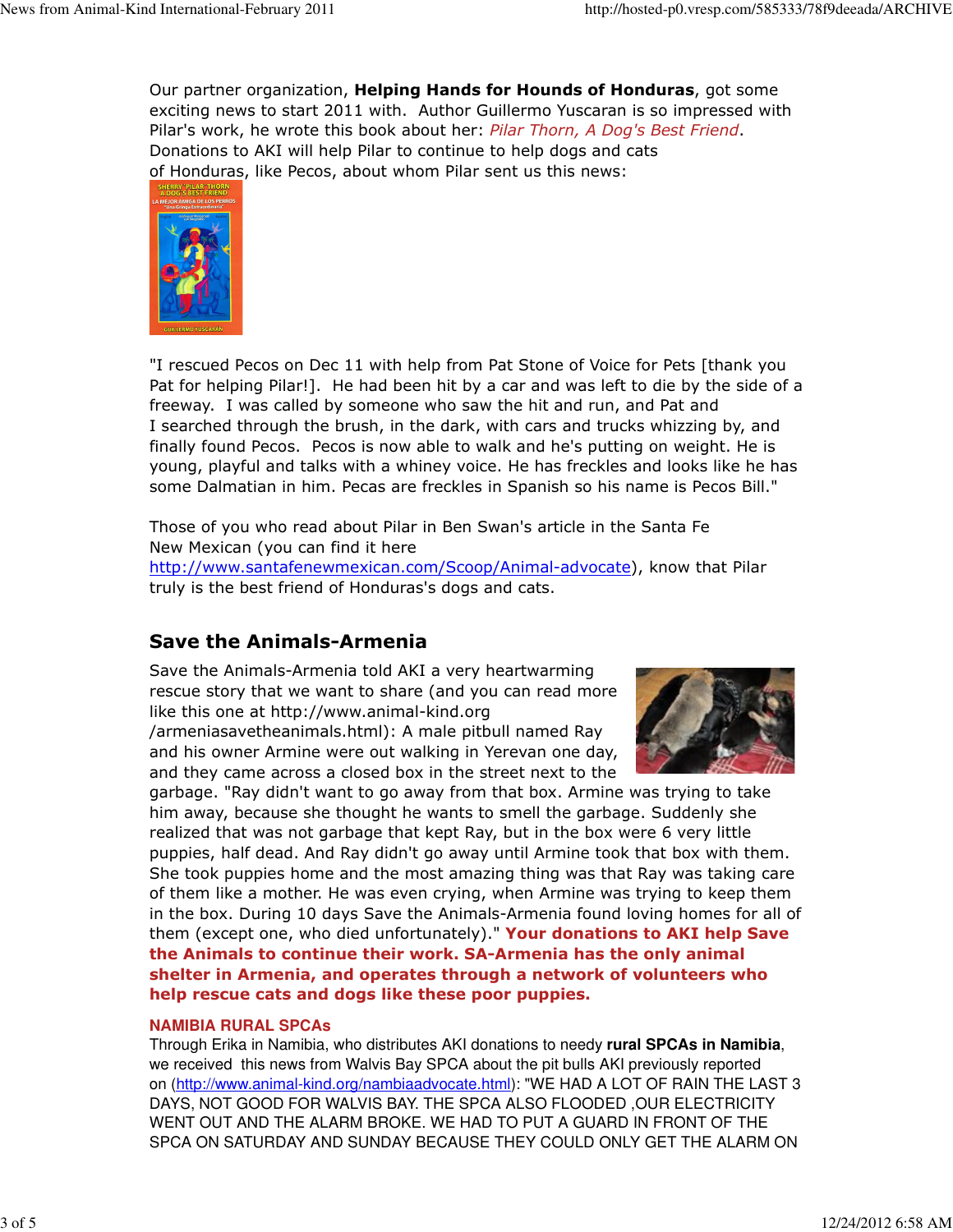Our partner organization, **Helping Hands for Hounds of Honduras**, got some exciting news to start 2011 with. Author Guillermo Yuscaran is so impressed with Pilar's work, he wrote this book about her: *Pilar Thorn, A Dog's Best Friend*. Donations to AKI will help Pilar to continue to help dogs and cats of Honduras, like Pecos, about whom Pilar sent us this news:

"I rescued Pecos on Dec 11 with help from Pat Stone of Voice for Pets [thank you Pat for helping Pilar!]. He had been hit by a car and was left to die by the side of a freeway. I was called by someone who saw the hit and run, and Pat and I searched through the brush, in the dark, with cars and trucks whizzing by, and finally found Pecos. Pecos is now able to walk and he's putting on weight. He is young, playful and talks with a whiney voice. He has freckles and looks like he has some Dalmatian in him. Pecas are freckles in Spanish so his name is Pecos Bill."

Those of you who read about Pilar in Ben Swan's article in the Santa Fe New Mexican (you can find it here http://www.santafenewmexican.com/Scoop/Animal-advocate), know that Pilar truly is the best friend of Honduras's dogs and cats.

## Save the Animals-Armenia

Save the Animals-Armenia told AKI a very heartwarming rescue story that we want to share (and you can read more like this one at http://www.animal-kind.org/armeniasavetheanimals.html): A male pitbull named Ray and his owner Armine were out walking in Yerevan one day, and they came across a closed box in the street next to the garbage. "Ray didn't want to go away from that box. Armine was trying to take him away, because she thought he wants to smell the garbage. Suddenly she realized that was not garbage that kept Ray, but in the box were 6 very little puppies, half dead. And Ray didn't go away until Armine took that box with them. She took puppies home and the most amazing thing was that Ray was taking care of them like a mother. He was even crying, when Armine was trying to keep them in the box. During 10 days Save the Animals-Armenia found loving homes for all of them (except one, who died unfortunately)." **Your donations to AKI help Save the Animals to continue their work. SA-Armenia has the only animal shelter in Armenia, and operates through a network of volunteers who help rescue cats and dogs like these poor puppies.**

### NAMIBIA RURAL SPCAs

Through Erika in Namibia, who distributes AKI donations to needy **rural SPCAs in Namibia**, we received this news from Walvis Bay SPCA about the pit bulls AKI previously reported on (http://www.animal-kind.org/nambiaadvocate.html): "WE HAD A LOT OF RAIN THE LAST 3 DAYS, NOT GOOD FOR WALVIS BAY. THE SPCA ALSO FLOODED ,OUR ELECTRICITY WENT OUT AND THE ALARM BROKE. WE HAD TO PUT A GUARD IN FRONT OF THE SPCA ON SATURDAY AND SUNDAY BECAUSE THEY COULD ONLY GET THE ALARM ON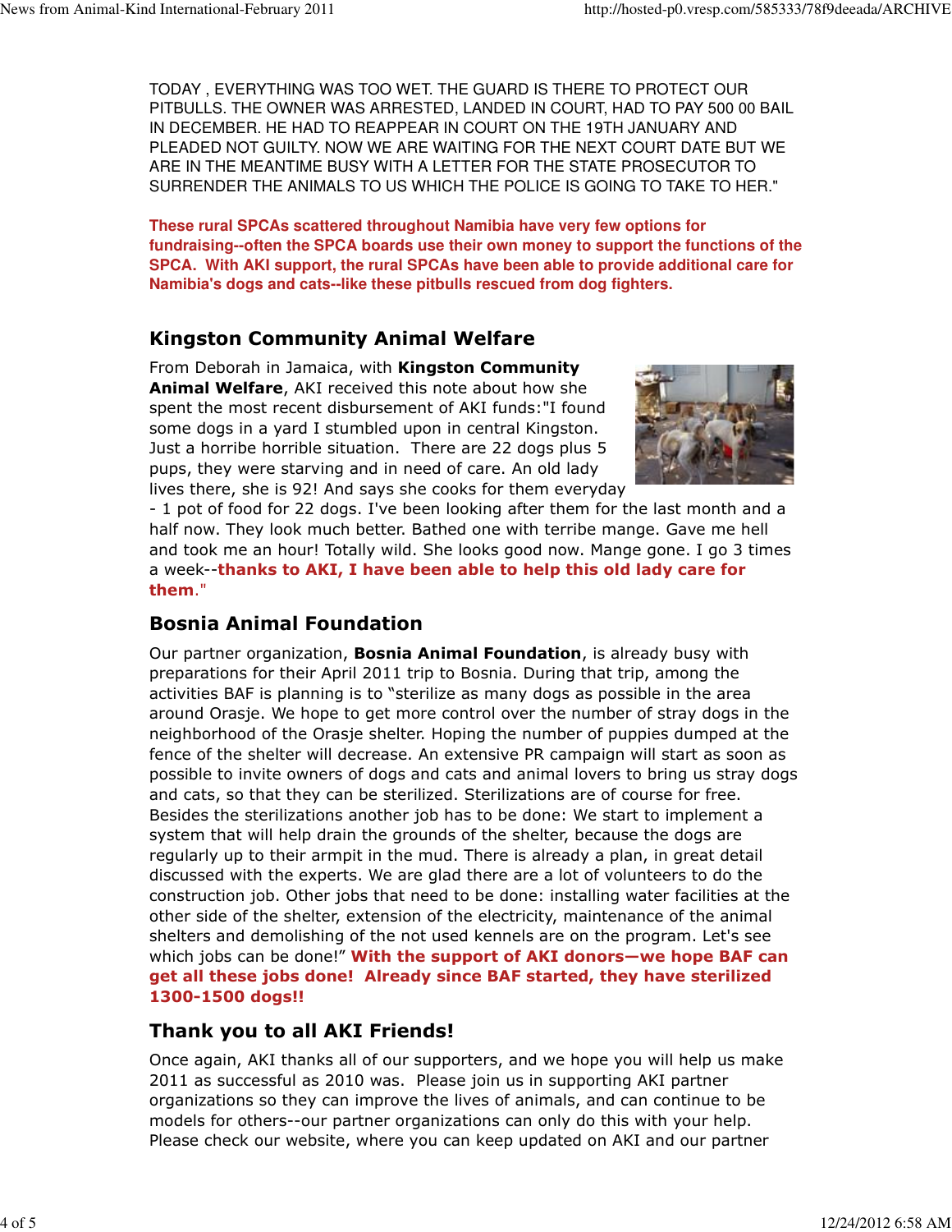TODAY , EVERYTHING WAS TOO WET. THE GUARD IS THERE TO PROTECT OUR PITBULLS. THE OWNER WAS ARRESTED, LANDED IN COURT, HAD TO PAY 500 00 BAIL IN DECEMBER. HE HAD TO REAPPEAR IN COURT ON THE 19TH JANUARY AND PLEADED NOT GUILTY. NOW WE ARE WAITING FOR THE NEXT COURT DATE BUT WE ARE IN THE MEANTIME BUSY WITH A LETTER FOR THE STATE PROSECUTOR TO SURRENDER THE ANIMALS TO US WHICH THE POLICE IS GOING TO TAKE TO HER."

**These rural SPCAs scattered throughout Namibia have very few options for fundraising--often the SPCA boards use their own money to support the functions of the SPCA. With AKI support, the rural SPCAs have been able to provide additional care for Namibia's dogs and cats--like these pitbulls rescued from dog fighters.**

## Kingston Community Animal Welfare

From Deborah in Jamaica, with **Kingston Community Animal Welfare**, AKI received this note about how she spent the most recent disbursement of AKI funds:"I found some dogs in a yard I stumbled upon in central Kingston. Just a horribe horrible situation. There are 22 dogs plus 5 pups, they were starving and in need of care. An old lady lives there, she is 92! And says she cooks for them everyday - 1 pot of food for 22 dogs. I've been looking after them for the last month and a half now. They look much better. Bathed one with terribe mange. Gave me hell and took me an hour! Totally wild. She looks good now. Mange gone. I go 3 times a week--**thanks to AKI, I have been able to help this old lady care for them**."

## Bosnia Animal Foundation

Our partner organization, **Bosnia Animal Foundation**, is already busy with preparations for their April 2011 trip to Bosnia. During that trip, among the activities BAF is planning is to “sterilize as many dogs as possible in the area around Orasje. We hope to get more control over the number of stray dogs in the neighborhood of the Orasje shelter. Hoping the number of puppies dumped at the fence of the shelter will decrease. An extensive PR campaign will start as soon as possible to invite owners of dogs and cats and animal lovers to bring us stray dogs and cats, so that they can be sterilized. Sterilizations are of course for free. Besides the sterilizations another job has to be done: We start to implement a system that will help drain the grounds of the shelter, because the dogs are regularly up to their armpit in the mud. There is already a plan, in great detail discussed with the experts. We are glad there are a lot of volunteers to do the construction job. Other jobs that need to be done: installing water facilities at the other side of the shelter, extension of the electricity, maintenance of the animal shelters and demolishing of the not used kennels are on the program. Let's see which jobs can be done!” **With the support of AKI donors—we hope BAF can get all these jobs done! Already since BAF started, they have sterilized 1300-1500 dogs!!**

## Thank you to all AKI Friends!

Once again, AKI thanks all of our supporters, and we hope you will help us make 2011 as successful as 2010 was. Please join us in supporting AKI partner organizations so they can improve the lives of animals, and can continue to be models for others--our partner organizations can only do this with your help. Please check our website, where you can keep updated on AKI and our partner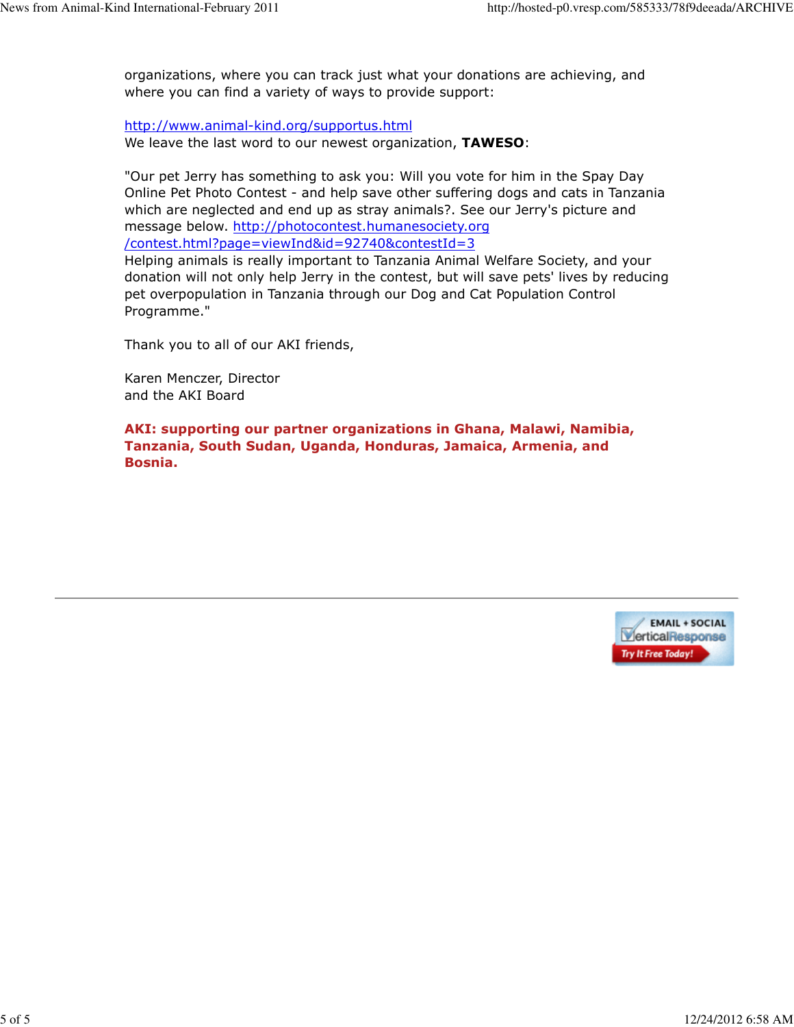organizations, where you can track just what your donations are achieving, and where you can find a variety of ways to provide support:

http://www.animal-kind.org/supportus.html
We leave the last word to our newest organization, **TAWESO**:

"Our pet Jerry has something to ask you: Will you vote for him in the Spay Day Online Pet Photo Contest - and help save other suffering dogs and cats in Tanzania which are neglected and end up as stray animals?. See our Jerry's picture and message below. http://photocontest.humanesociety.org/contest.html?page=viewInd&id=92740&contestId=3
Helping animals is really important to Tanzania Animal Welfare Society, and your donation will not only help Jerry in the contest, but will save pets' lives by reducing pet overpopulation in Tanzania through our Dog and Cat Population Control Programme."

Thank you to all of our AKI friends,

Karen Menczer, Director
and the AKI Board

**AKI: supporting our partner organizations in Ghana, Malawi, Namibia, Tanzania, South Sudan, Uganda, Honduras, Jamaica, Armenia, and Bosnia.**